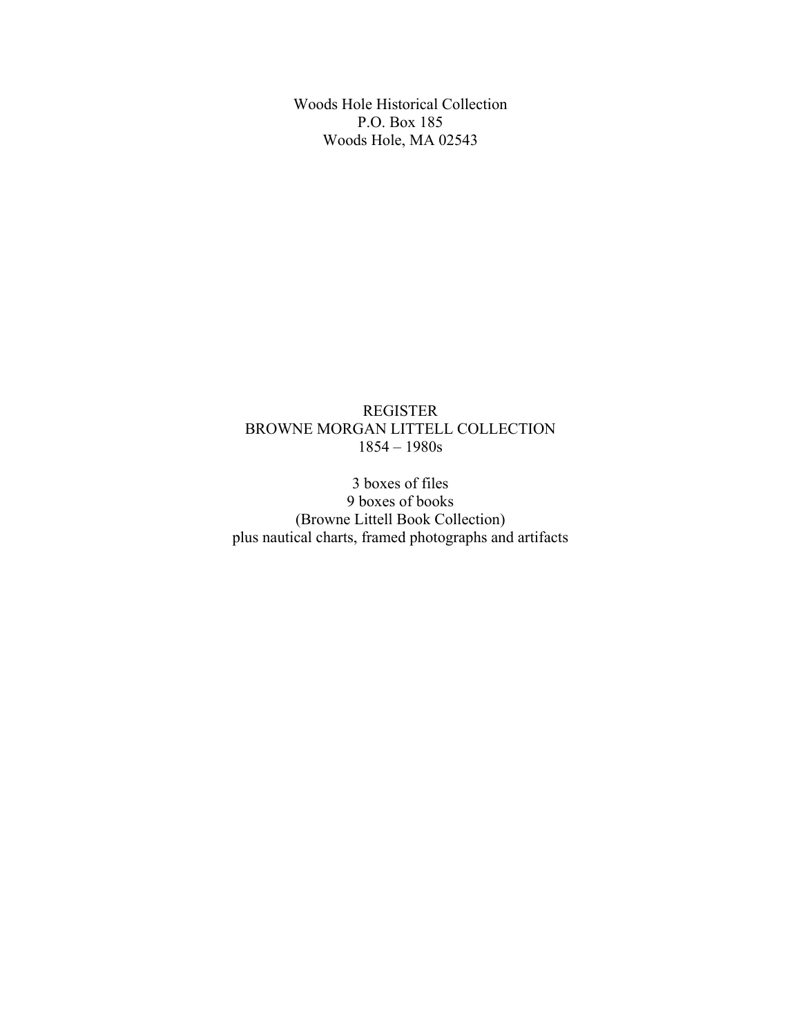Woods Hole Historical Collection
P.O. Box 185
Woods Hole, MA 02543

# REGISTER
# BROWNE MORGAN LITTELL COLLECTION
## 1854 – 1980s

3 boxes of files
9 boxes of books
(Browne Littell Book Collection)
plus nautical charts, framed photographs and artifacts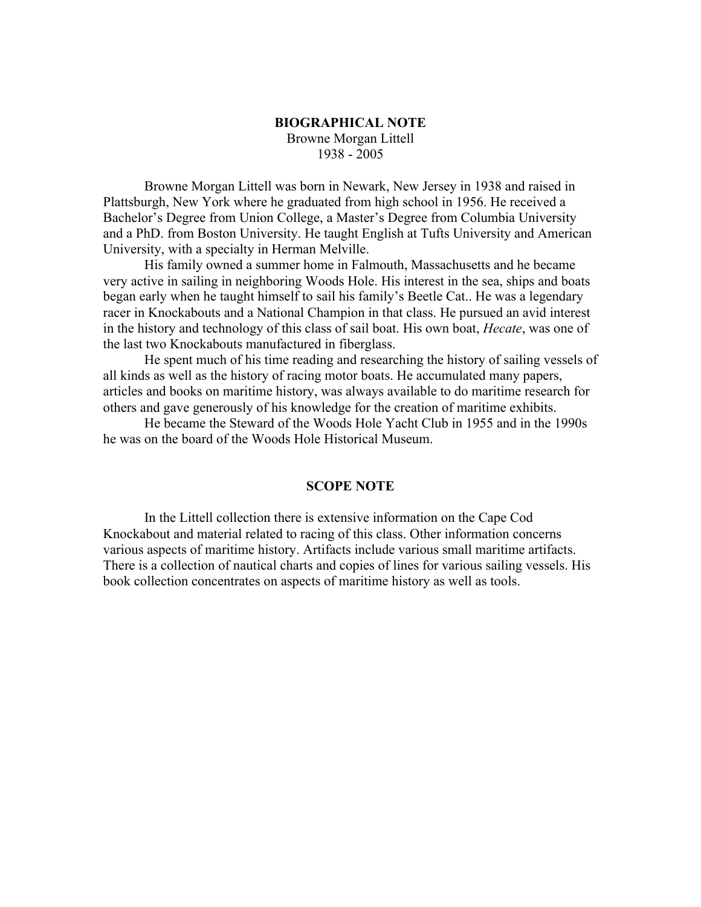## BIOGRAPHICAL NOTE

Browne Morgan Littell
1938 - 2005

Browne Morgan Littell was born in Newark, New Jersey in 1938 and raised in Plattsburgh, New York where he graduated from high school in 1956. He received a Bachelor's Degree from Union College, a Master's Degree from Columbia University and a PhD. from Boston University. He taught English at Tufts University and American University, with a specialty in Herman Melville.

His family owned a summer home in Falmouth, Massachusetts and he became very active in sailing in neighboring Woods Hole. His interest in the sea, ships and boats began early when he taught himself to sail his family's Beetle Cat.. He was a legendary racer in Knockabouts and a National Champion in that class. He pursued an avid interest in the history and technology of this class of sail boat. His own boat, *Hecate*, was one of the last two Knockabouts manufactured in fiberglass.

He spent much of his time reading and researching the history of sailing vessels of all kinds as well as the history of racing motor boats. He accumulated many papers, articles and books on maritime history, was always available to do maritime research for others and gave generously of his knowledge for the creation of maritime exhibits.

He became the Steward of the Woods Hole Yacht Club in 1955 and in the 1990s he was on the board of the Woods Hole Historical Museum.

## SCOPE NOTE

In the Littell collection there is extensive information on the Cape Cod Knockabout and material related to racing of this class. Other information concerns various aspects of maritime history. Artifacts include various small maritime artifacts. There is a collection of nautical charts and copies of lines for various sailing vessels. His book collection concentrates on aspects of maritime history as well as tools.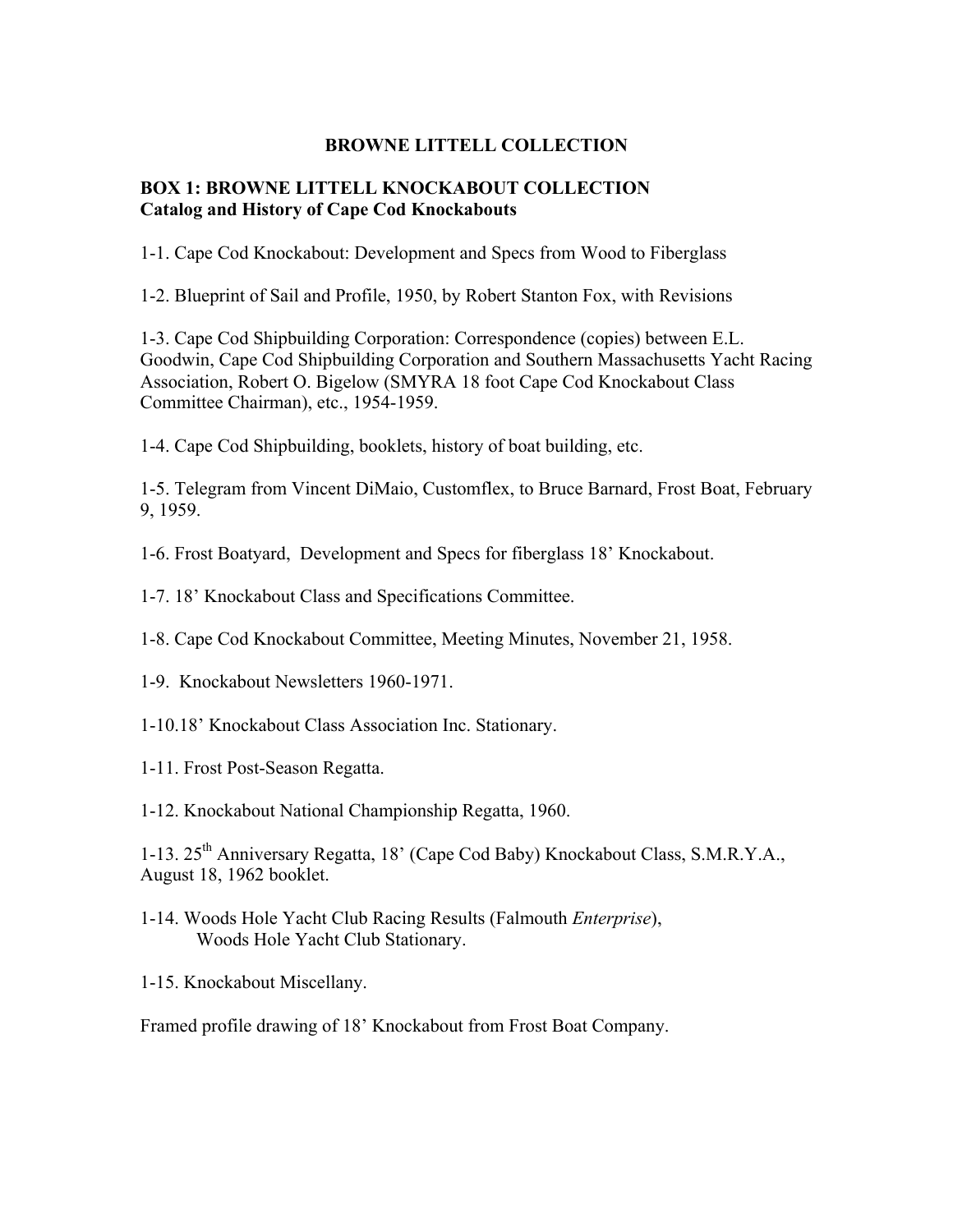# BROWNE LITTELL COLLECTION

## BOX 1: BROWNE LITTELL KNOCKABOUT COLLECTION
### Catalog and History of Cape Cod Knockabouts

1-1. Cape Cod Knockabout: Development and Specs from Wood to Fiberglass

1-2. Blueprint of Sail and Profile, 1950, by Robert Stanton Fox, with Revisions

1-3. Cape Cod Shipbuilding Corporation: Correspondence (copies) between E.L. Goodwin, Cape Cod Shipbuilding Corporation and Southern Massachusetts Yacht Racing Association, Robert O. Bigelow (SMYRA 18 foot Cape Cod Knockabout Class Committee Chairman), etc., 1954-1959.

1-4. Cape Cod Shipbuilding, booklets, history of boat building, etc.

1-5. Telegram from Vincent DiMaio, Customflex, to Bruce Barnard, Frost Boat, February 9, 1959.

1-6. Frost Boatyard, Development and Specs for fiberglass 18' Knockabout.

1-7. 18' Knockabout Class and Specifications Committee.

1-8. Cape Cod Knockabout Committee, Meeting Minutes, November 21, 1958.

1-9. Knockabout Newsletters 1960-1971.

1-10.18' Knockabout Class Association Inc. Stationary.

1-11. Frost Post-Season Regatta.

1-12. Knockabout National Championship Regatta, 1960.

1-13. 25th Anniversary Regatta, 18' (Cape Cod Baby) Knockabout Class, S.M.R.Y.A., August 18, 1962 booklet.

1-14. Woods Hole Yacht Club Racing Results (Falmouth *Enterprise*), Woods Hole Yacht Club Stationary.

1-15. Knockabout Miscellany.

Framed profile drawing of 18' Knockabout from Frost Boat Company.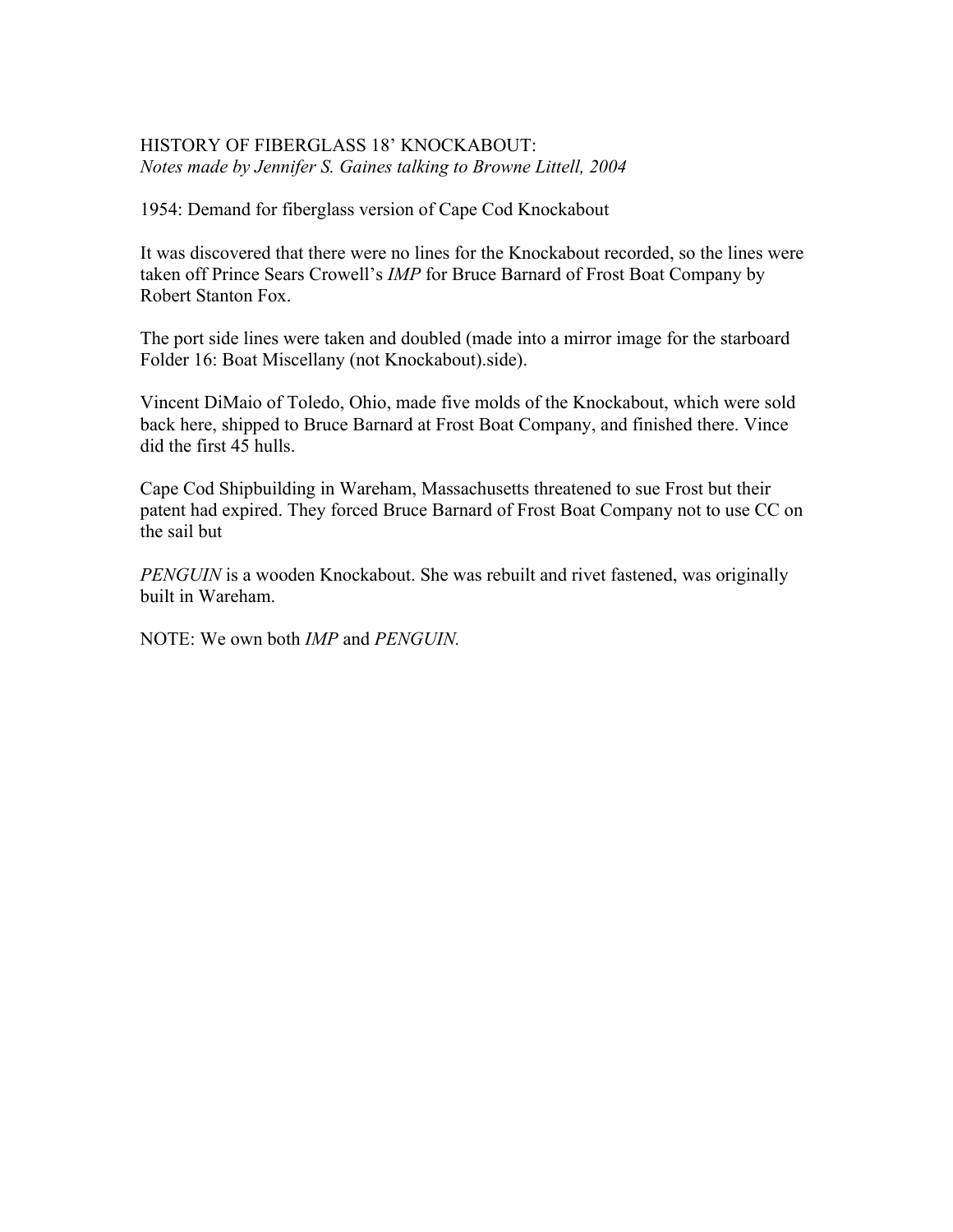HISTORY OF FIBERGLASS 18' KNOCKABOUT:
*Notes made by Jennifer S. Gaines talking to Browne Littell, 2004*

1954: Demand for fiberglass version of Cape Cod Knockabout

It was discovered that there were no lines for the Knockabout recorded, so the lines were taken off Prince Sears Crowell's *IMP* for Bruce Barnard of Frost Boat Company by Robert Stanton Fox.

The port side lines were taken and doubled (made into a mirror image for the starboard Folder 16: Boat Miscellany (not Knockabout).side).

Vincent DiMaio of Toledo, Ohio, made five molds of the Knockabout, which were sold back here, shipped to Bruce Barnard at Frost Boat Company, and finished there. Vince did the first 45 hulls.

Cape Cod Shipbuilding in Wareham, Massachusetts threatened to sue Frost but their patent had expired. They forced Bruce Barnard of Frost Boat Company not to use CC on the sail but

*PENGUIN* is a wooden Knockabout. She was rebuilt and rivet fastened, was originally built in Wareham.

NOTE: We own both *IMP* and *PENGUIN.*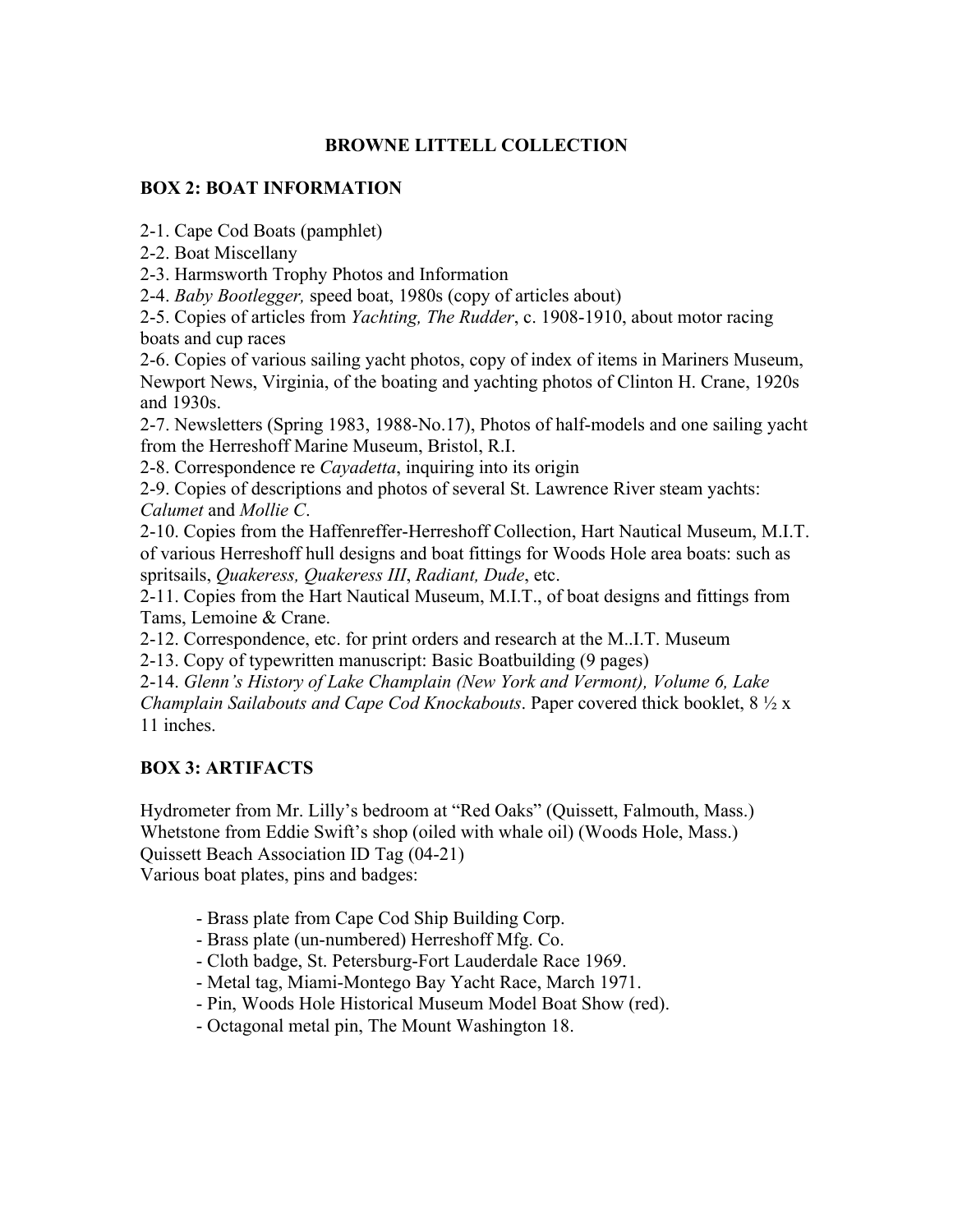# BROWNE LITTELL COLLECTION

## BOX 2: BOAT INFORMATION

2-1. Cape Cod Boats (pamphlet)
2-2. Boat Miscellany
2-3. Harmsworth Trophy Photos and Information
2-4. *Baby Bootlegger,* speed boat, 1980s (copy of articles about)
2-5. Copies of articles from *Yachting, The Rudder*, c. 1908-1910, about motor racing boats and cup races
2-6. Copies of various sailing yacht photos, copy of index of items in Mariners Museum, Newport News, Virginia, of the boating and yachting photos of Clinton H. Crane, 1920s and 1930s.
2-7. Newsletters (Spring 1983, 1988-No.17), Photos of half-models and one sailing yacht from the Herreshoff Marine Museum, Bristol, R.I.
2-8. Correspondence re *Cayadetta*, inquiring into its origin
2-9. Copies of descriptions and photos of several St. Lawrence River steam yachts: *Calumet* and *Mollie C*.
2-10. Copies from the Haffenreffer-Herreshoff Collection, Hart Nautical Museum, M.I.T. of various Herreshoff hull designs and boat fittings for Woods Hole area boats: such as spritsails, *Quakeress, Quakeress III*, *Radiant, Dude*, etc.
2-11. Copies from the Hart Nautical Museum, M.I.T., of boat designs and fittings from Tams, Lemoine & Crane.
2-12. Correspondence, etc. for print orders and research at the M..I.T. Museum
2-13. Copy of typewritten manuscript: Basic Boatbuilding (9 pages)
2-14. *Glenn's History of Lake Champlain (New York and Vermont), Volume 6, Lake Champlain Sailabouts and Cape Cod Knockabouts*. Paper covered thick booklet, 8 ½ x 11 inches.

## BOX 3: ARTIFACTS

Hydrometer from Mr. Lilly's bedroom at "Red Oaks" (Quissett, Falmouth, Mass.)
Whetstone from Eddie Swift's shop (oiled with whale oil) (Woods Hole, Mass.)
Quissett Beach Association ID Tag (04-21)
Various boat plates, pins and badges:

- Brass plate from Cape Cod Ship Building Corp.
- Brass plate (un-numbered) Herreshoff Mfg. Co.
- Cloth badge, St. Petersburg-Fort Lauderdale Race 1969.
- Metal tag, Miami-Montego Bay Yacht Race, March 1971.
- Pin, Woods Hole Historical Museum Model Boat Show (red).
- Octagonal metal pin, The Mount Washington 18.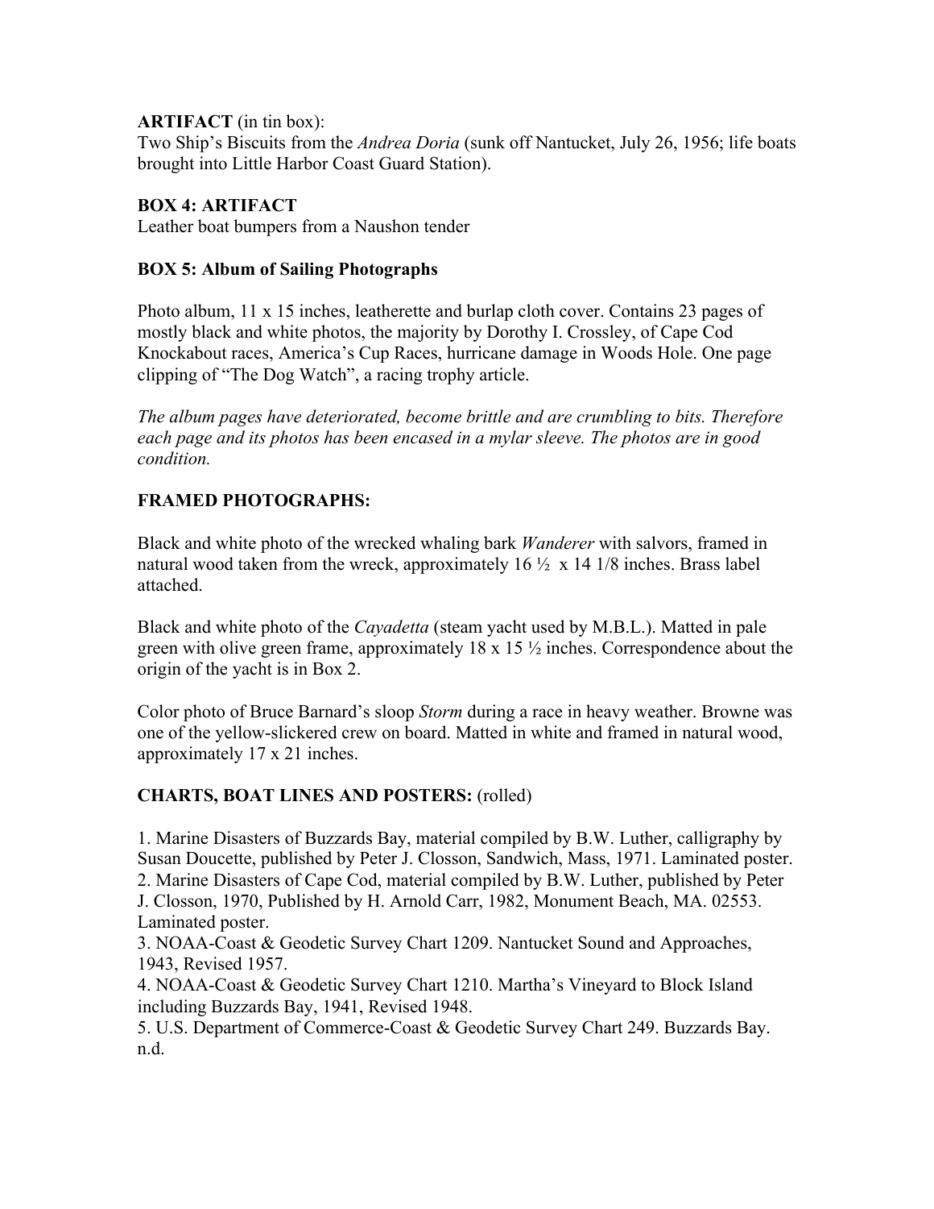**ARTIFACT** (in tin box):
Two Ship's Biscuits from the *Andrea Doria* (sunk off Nantucket, July 26, 1956; life boats brought into Little Harbor Coast Guard Station).

**BOX 4: ARTIFACT**
Leather boat bumpers from a Naushon tender

**BOX 5: Album of Sailing Photographs**

Photo album, 11 x 15 inches, leatherette and burlap cloth cover. Contains 23 pages of mostly black and white photos, the majority by Dorothy I. Crossley, of Cape Cod Knockabout races, America's Cup Races, hurricane damage in Woods Hole. One page clipping of "The Dog Watch", a racing trophy article.

*The album pages have deteriorated, become brittle and are crumbling to bits. Therefore each page and its photos has been encased in a mylar sleeve. The photos are in good condition.*

**FRAMED PHOTOGRAPHS:**

Black and white photo of the wrecked whaling bark *Wanderer* with salvors, framed in natural wood taken from the wreck, approximately 16 ½ x 14 1/8 inches. Brass label attached.

Black and white photo of the *Cayadetta* (steam yacht used by M.B.L.). Matted in pale green with olive green frame, approximately 18 x 15 ½ inches. Correspondence about the origin of the yacht is in Box 2.

Color photo of Bruce Barnard's sloop *Storm* during a race in heavy weather. Browne was one of the yellow-slickered crew on board. Matted in white and framed in natural wood, approximately 17 x 21 inches.

**CHARTS, BOAT LINES AND POSTERS:** (rolled)

1. Marine Disasters of Buzzards Bay, material compiled by B.W. Luther, calligraphy by Susan Doucette, published by Peter J. Closson, Sandwich, Mass, 1971. Laminated poster.
2. Marine Disasters of Cape Cod, material compiled by B.W. Luther, published by Peter J. Closson, 1970, Published by H. Arnold Carr, 1982, Monument Beach, MA. 02553. Laminated poster.
3. NOAA-Coast & Geodetic Survey Chart 1209. Nantucket Sound and Approaches, 1943, Revised 1957.
4. NOAA-Coast & Geodetic Survey Chart 1210. Martha's Vineyard to Block Island including Buzzards Bay, 1941, Revised 1948.
5. U.S. Department of Commerce-Coast & Geodetic Survey Chart 249. Buzzards Bay. n.d.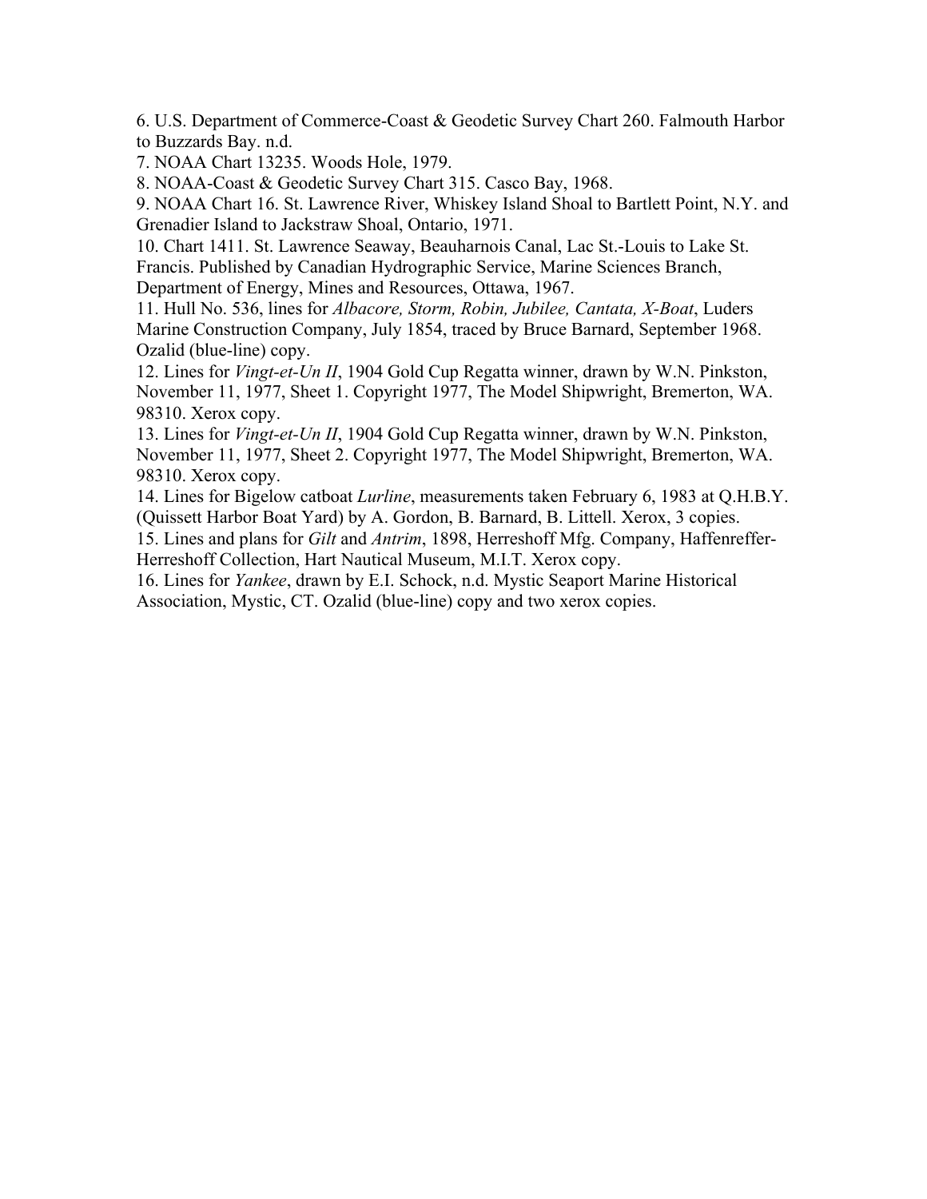6. U.S. Department of Commerce-Coast & Geodetic Survey Chart 260. Falmouth Harbor to Buzzards Bay. n.d.

7. NOAA Chart 13235. Woods Hole, 1979.

8. NOAA-Coast & Geodetic Survey Chart 315. Casco Bay, 1968.

9. NOAA Chart 16. St. Lawrence River, Whiskey Island Shoal to Bartlett Point, N.Y. and Grenadier Island to Jackstraw Shoal, Ontario, 1971.

10. Chart 1411. St. Lawrence Seaway, Beauharnois Canal, Lac St.-Louis to Lake St. Francis. Published by Canadian Hydrographic Service, Marine Sciences Branch, Department of Energy, Mines and Resources, Ottawa, 1967.

11. Hull No. 536, lines for *Albacore, Storm, Robin, Jubilee, Cantata, X-Boat*, Luders Marine Construction Company, July 1854, traced by Bruce Barnard, September 1968. Ozalid (blue-line) copy.

12. Lines for *Vingt-et-Un II*, 1904 Gold Cup Regatta winner, drawn by W.N. Pinkston, November 11, 1977, Sheet 1. Copyright 1977, The Model Shipwright, Bremerton, WA. 98310. Xerox copy.

13. Lines for *Vingt-et-Un II*, 1904 Gold Cup Regatta winner, drawn by W.N. Pinkston, November 11, 1977, Sheet 2. Copyright 1977, The Model Shipwright, Bremerton, WA. 98310. Xerox copy.

14. Lines for Bigelow catboat *Lurline*, measurements taken February 6, 1983 at Q.H.B.Y. (Quissett Harbor Boat Yard) by A. Gordon, B. Barnard, B. Littell. Xerox, 3 copies.

15. Lines and plans for *Gilt* and *Antrim*, 1898, Herreshoff Mfg. Company, Haffenreffer-Herreshoff Collection, Hart Nautical Museum, M.I.T. Xerox copy.

16. Lines for *Yankee*, drawn by E.I. Schock, n.d. Mystic Seaport Marine Historical Association, Mystic, CT. Ozalid (blue-line) copy and two xerox copies.